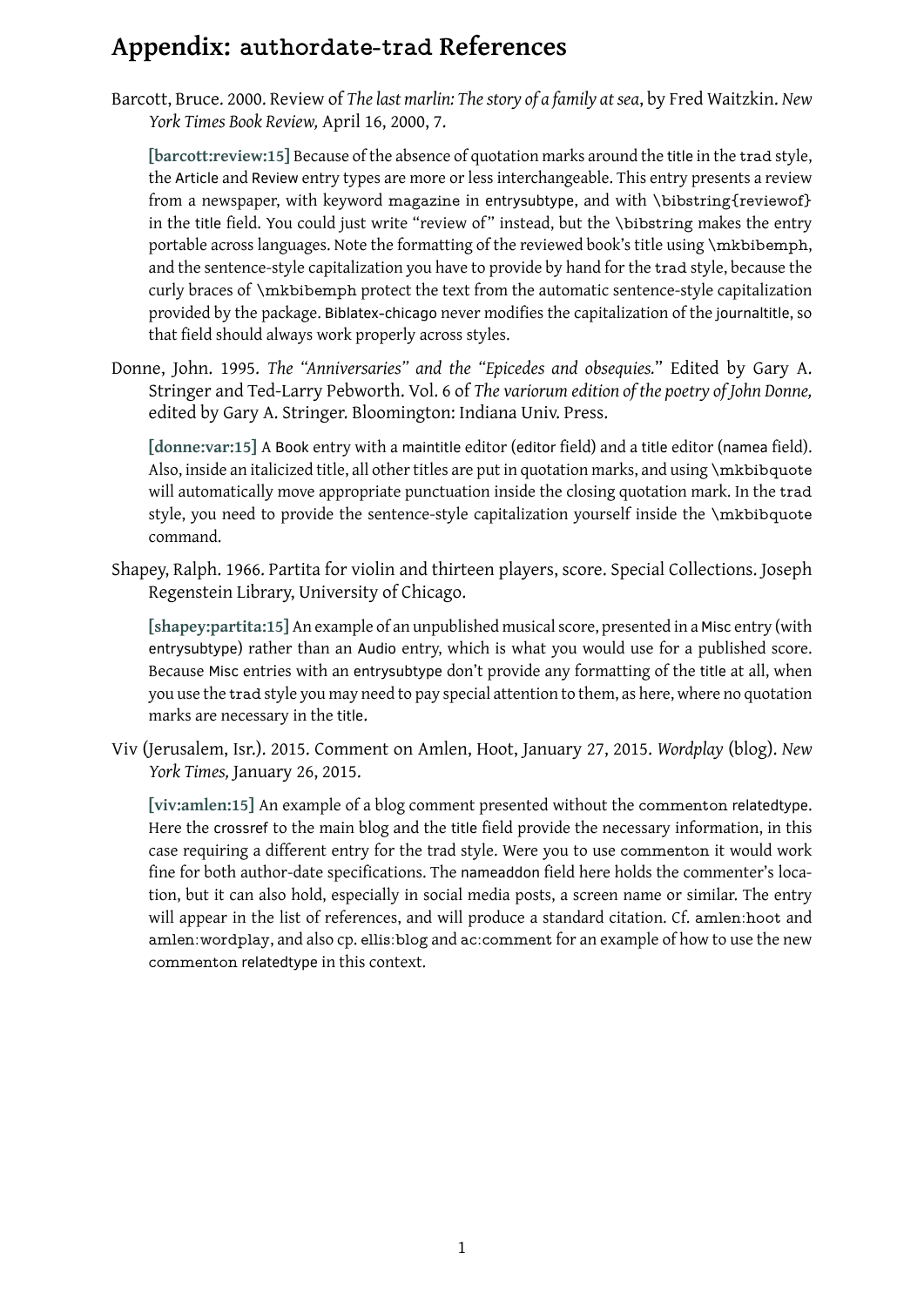# Appendix: `authordate-trad` References

Barcott, Bruce. 2000. Review of *The last marlin: The story of a family at sea*, by Fred Waitzkin. *New York Times Book Review,* April 16, 2000, 7.

> **[barcott:review:15]** Because of the absence of quotation marks around the title in the `trad` style, the Article and Review entry types are more or less interchangeable. This entry presents a review from a newspaper, with keyword `magazine` in entrysubtype, and with `\bibstring{reviewof}` in the title field. You could just write "review of" instead, but the `\bibstring` makes the entry portable across languages. Note the formatting of the reviewed book's title using `\mkbibemph`, and the sentence-style capitalization you have to provide by hand for the `trad` style, because the curly braces of `\mkbibemph` protect the text from the automatic sentence-style capitalization provided by the package. Biblatex-chicago never modifies the capitalization of the journaltitle, so that field should always work properly across styles.

Donne, John. 1995. *The "Anniversaries" and the "Epicedes and obsequies."* Edited by Gary A. Stringer and Ted-Larry Pebworth. Vol. 6 of *The variorum edition of the poetry of John Donne,* edited by Gary A. Stringer. Bloomington: Indiana Univ. Press.

> **[donne:var:15]** A Book entry with a maintitle editor (editor field) and a title editor (namea field). Also, inside an italicized title, all other titles are put in quotation marks, and using `\mkbibquote` will automatically move appropriate punctuation inside the closing quotation mark. In the `trad` style, you need to provide the sentence-style capitalization yourself inside the `\mkbibquote` command.

Shapey, Ralph. 1966. Partita for violin and thirteen players, score. Special Collections. Joseph Regenstein Library, University of Chicago.

> **[shapey:partita:15]** An example of an unpublished musical score, presented in a Misc entry (with entrysubtype) rather than an Audio entry, which is what you would use for a published score. Because Misc entries with an entrysubtype don't provide any formatting of the title at all, when you use the `trad` style you may need to pay special attention to them, as here, where no quotation marks are necessary in the title.

Viv (Jerusalem, Isr.). 2015. Comment on Amlen, Hoot, January 27, 2015. *Wordplay* (blog). *New York Times,* January 26, 2015.

> **[viv:amlen:15]** An example of a blog comment presented without the `commenton` relatedtype. Here the crossref to the main blog and the title field provide the necessary information, in this case requiring a different entry for the trad style. Were you to use `commenton` it would work fine for both author-date specifications. The nameaddon field here holds the commenter's location, but it can also hold, especially in social media posts, a screen name or similar. The entry will appear in the list of references, and will produce a standard citation. Cf. `amlen:hoot` and `amlen:wordplay`, and also cp. `ellis:blog` and `ac:comment` for an example of how to use the new `commenton` relatedtype in this context.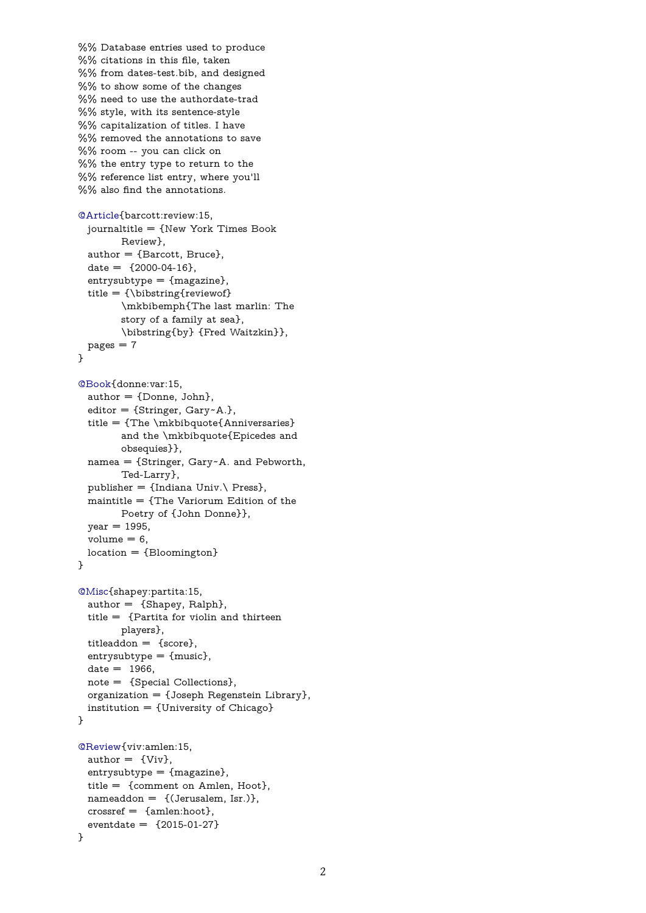```
%% Database entries used to produce
%% citations in this file, taken
%% from dates-test.bib, and designed
%% to show some of the changes
%% need to use the authordate-trad
%% style, with its sentence-style
%% capitalization of titles. I have
%% removed the annotations to save
%% room -- you can click on
%% the entry type to return to the
%% reference list entry, where you'll
%% also find the annotations.

@Article{barcott:review:15,
  journaltitle = {New York Times Book
        Review},
  author = {Barcott, Bruce},
  date = {2000-04-16},
  entrysubtype = {magazine},
  title = {\bibstring{reviewof}
        \mkbibemph{The last marlin: The
        story of a family at sea},
        \bibstring{by} {Fred Waitzkin}},
  pages = 7
}

@Book{donne:var:15,
  author = {Donne, John},
  editor = {Stringer, Gary~A.},
  title = {The \mkbibquote{Anniversaries}
        and the \mkbibquote{Epicedes and
        obsequies}},
  namea = {Stringer, Gary~A. and Pebworth,
        Ted-Larry},
  publisher = {Indiana Univ.\ Press},
  maintitle = {The Variorum Edition of the
        Poetry of {John Donne}},
  year = 1995,
  volume = 6,
  location = {Bloomington}
}

@Misc{shapey:partita:15,
  author = {Shapey, Ralph},
  title = {Partita for violin and thirteen
        players},
  titleaddon = {score},
  entrysubtype = {music},
  date = 1966,
  note = {Special Collections},
  organization = {Joseph Regenstein Library},
  institution = {University of Chicago}
}

@Review{viv:amlen:15,
  author = {Viv},
  entrysubtype = {magazine},
  title = {comment on Amlen, Hoot},
  nameaddon = {(Jerusalem, Isr.)},
  crossref = {amlen:hoot},
  eventdate = {2015-01-27}
}
```